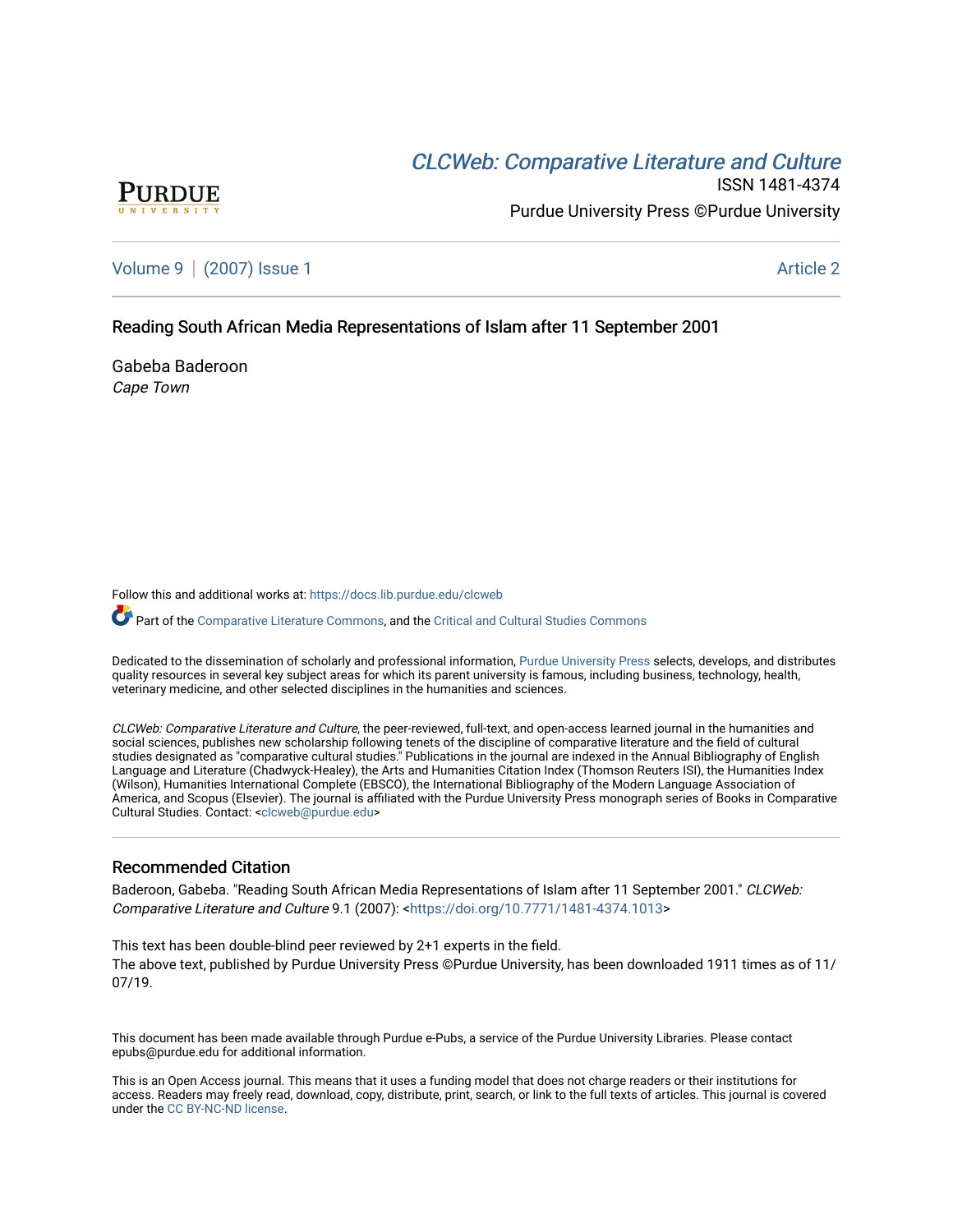PURDUE
UNIVERSITY

# *CLCWeb: Comparative Literature and Culture*

ISSN 1481-4374

Purdue University Press ©Purdue University

Volume 9 | (2007) Issue 1 Article 2

## Reading South African Media Representations of Islam after 11 September 2001

Gabeba Baderoon
*Cape Town*

Follow this and additional works at: https://docs.lib.purdue.edu/clcweb

Part of the Comparative Literature Commons, and the Critical and Cultural Studies Commons

Dedicated to the dissemination of scholarly and professional information, Purdue University Press selects, develops, and distributes quality resources in several key subject areas for which its parent university is famous, including business, technology, health, veterinary medicine, and other selected disciplines in the humanities and sciences.

*CLCWeb: Comparative Literature and Culture*, the peer-reviewed, full-text, and open-access learned journal in the humanities and social sciences, publishes new scholarship following tenets of the discipline of comparative literature and the field of cultural studies designated as "comparative cultural studies." Publications in the journal are indexed in the Annual Bibliography of English Language and Literature (Chadwyck-Healey), the Arts and Humanities Citation Index (Thomson Reuters ISI), the Humanities Index (Wilson), Humanities International Complete (EBSCO), the International Bibliography of the Modern Language Association of America, and Scopus (Elsevier). The journal is affiliated with the Purdue University Press monograph series of Books in Comparative Cultural Studies. Contact: <clcweb@purdue.edu>

### Recommended Citation

Baderoon, Gabeba. "Reading South African Media Representations of Islam after 11 September 2001." *CLCWeb: Comparative Literature and Culture* 9.1 (2007): <https://doi.org/10.7771/1481-4374.1013>

This text has been double-blind peer reviewed by 2+1 experts in the field.
The above text, published by Purdue University Press ©Purdue University, has been downloaded 1911 times as of 11/07/19.

This document has been made available through Purdue e-Pubs, a service of the Purdue University Libraries. Please contact epubs@purdue.edu for additional information.

This is an Open Access journal. This means that it uses a funding model that does not charge readers or their institutions for access. Readers may freely read, download, copy, distribute, print, search, or link to the full texts of articles. This journal is covered under the CC BY-NC-ND license.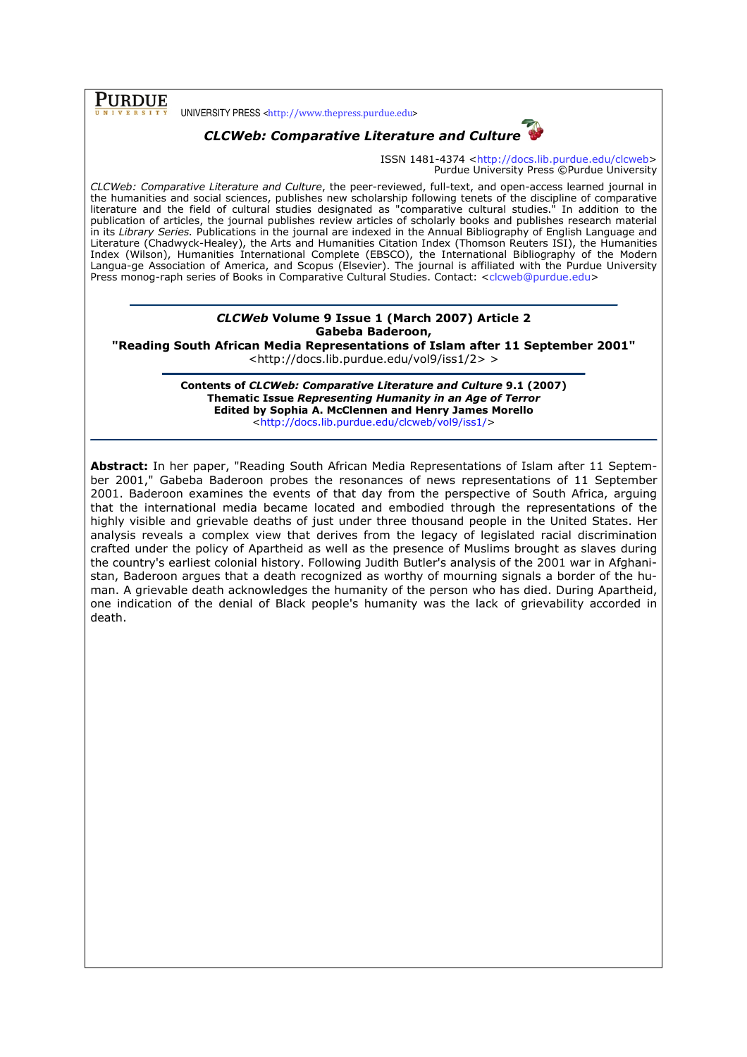UNIVERSITY PRESS <http://www.thepress.purdue.edu>

## *CLCWeb: Comparative Literature and Culture*

ISSN 1481-4374 <http://docs.lib.purdue.edu/clcweb>
Purdue University Press ©Purdue University

*CLCWeb: Comparative Literature and Culture*, the peer-reviewed, full-text, and open-access learned journal in the humanities and social sciences, publishes new scholarship following tenets of the discipline of comparative literature and the field of cultural studies designated as "comparative cultural studies." In addition to the publication of articles, the journal publishes review articles of scholarly books and publishes research material in its *Library Series.* Publications in the journal are indexed in the Annual Bibliography of English Language and Literature (Chadwyck-Healey), the Arts and Humanities Citation Index (Thomson Reuters ISI), the Humanities Index (Wilson), Humanities International Complete (EBSCO), the International Bibliography of the Modern Langua-ge Association of America, and Scopus (Elsevier). The journal is affiliated with the Purdue University Press monog-raph series of Books in Comparative Cultural Studies. Contact: <clcweb@purdue.edu>

---

**_CLCWeb_ Volume 9 Issue 1 (March 2007) Article 2**
**Gabeba Baderoon,**
**"Reading South African Media Representations of Islam after 11 September 2001"**
<http://docs.lib.purdue.edu/vol9/iss1/2> >

---

**Contents of _CLCWeb: Comparative Literature and Culture_ 9.1 (2007)**
**Thematic Issue _Representing Humanity in an Age of Terror_**
**Edited by Sophia A. McClennen and Henry James Morello**
<http://docs.lib.purdue.edu/clcweb/vol9/iss1/>

---

**Abstract:** In her paper, "Reading South African Media Representations of Islam after 11 September 2001," Gabeba Baderoon probes the resonances of news representations of 11 September 2001. Baderoon examines the events of that day from the perspective of South Africa, arguing that the international media became located and embodied through the representations of the highly visible and grievable deaths of just under three thousand people in the United States. Her analysis reveals a complex view that derives from the legacy of legislated racial discrimination crafted under the policy of Apartheid as well as the presence of Muslims brought as slaves during the country's earliest colonial history. Following Judith Butler's analysis of the 2001 war in Afghanistan, Baderoon argues that a death recognized as worthy of mourning signals a border of the human. A grievable death acknowledges the humanity of the person who has died. During Apartheid, one indication of the denial of Black people's humanity was the lack of grievability accorded in death.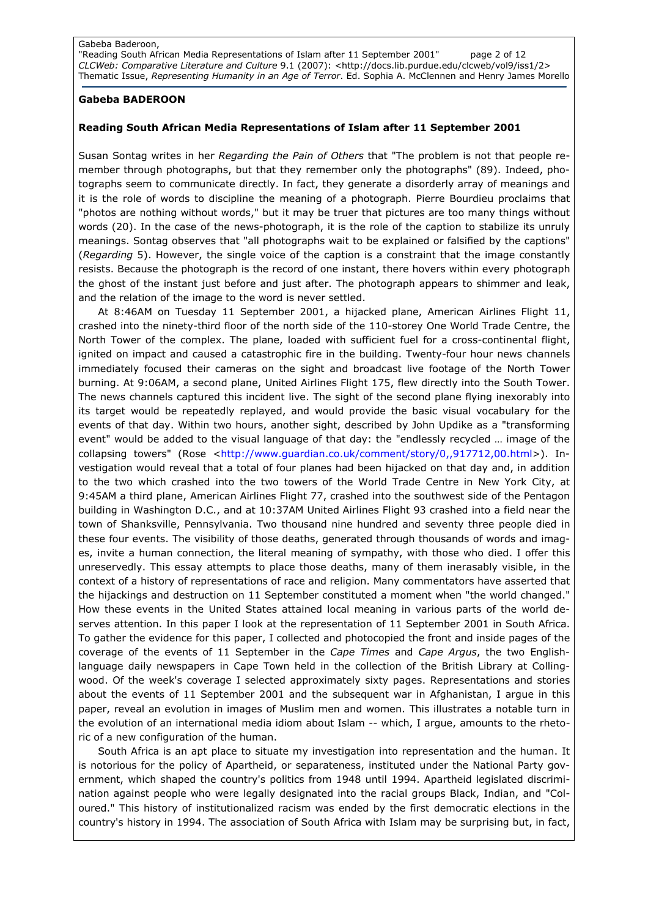**Gabeba BADEROON**

**Reading South African Media Representations of Islam after 11 September 2001**

Susan Sontag writes in her *Regarding the Pain of Others* that "The problem is not that people remember through photographs, but that they remember only the photographs" (89). Indeed, photographs seem to communicate directly. In fact, they generate a disorderly array of meanings and it is the role of words to discipline the meaning of a photograph. Pierre Bourdieu proclaims that "photos are nothing without words," but it may be truer that pictures are too many things without words (20). In the case of the news-photograph, it is the role of the caption to stabilize its unruly meanings. Sontag observes that "all photographs wait to be explained or falsified by the captions" (*Regarding* 5). However, the single voice of the caption is a constraint that the image constantly resists. Because the photograph is the record of one instant, there hovers within every photograph the ghost of the instant just before and just after. The photograph appears to shimmer and leak, and the relation of the image to the word is never settled.

At 8:46AM on Tuesday 11 September 2001, a hijacked plane, American Airlines Flight 11, crashed into the ninety-third floor of the north side of the 110-storey One World Trade Centre, the North Tower of the complex. The plane, loaded with sufficient fuel for a cross-continental flight, ignited on impact and caused a catastrophic fire in the building. Twenty-four hour news channels immediately focused their cameras on the sight and broadcast live footage of the North Tower burning. At 9:06AM, a second plane, United Airlines Flight 175, flew directly into the South Tower. The news channels captured this incident live. The sight of the second plane flying inexorably into its target would be repeatedly replayed, and would provide the basic visual vocabulary for the events of that day. Within two hours, another sight, described by John Updike as a "transforming event" would be added to the visual language of that day: the "endlessly recycled … image of the collapsing towers" (Rose <http://www.guardian.co.uk/comment/story/0,,917712,00.html>). Investigation would reveal that a total of four planes had been hijacked on that day and, in addition to the two which crashed into the two towers of the World Trade Centre in New York City, at 9:45AM a third plane, American Airlines Flight 77, crashed into the southwest side of the Pentagon building in Washington D.C., and at 10:37AM United Airlines Flight 93 crashed into a field near the town of Shanksville, Pennsylvania. Two thousand nine hundred and seventy three people died in these four events. The visibility of those deaths, generated through thousands of words and images, invite a human connection, the literal meaning of sympathy, with those who died. I offer this unreservedly. This essay attempts to place those deaths, many of them inerasably visible, in the context of a history of representations of race and religion. Many commentators have asserted that the hijackings and destruction on 11 September constituted a moment when "the world changed." How these events in the United States attained local meaning in various parts of the world deserves attention. In this paper I look at the representation of 11 September 2001 in South Africa. To gather the evidence for this paper, I collected and photocopied the front and inside pages of the coverage of the events of 11 September in the *Cape Times* and *Cape Argus*, the two English-language daily newspapers in Cape Town held in the collection of the British Library at Collingwood. Of the week's coverage I selected approximately sixty pages. Representations and stories about the events of 11 September 2001 and the subsequent war in Afghanistan, I argue in this paper, reveal an evolution in images of Muslim men and women. This illustrates a notable turn in the evolution of an international media idiom about Islam -- which, I argue, amounts to the rhetoric of a new configuration of the human.

South Africa is an apt place to situate my investigation into representation and the human. It is notorious for the policy of Apartheid, or separateness, instituted under the National Party government, which shaped the country's politics from 1948 until 1994. Apartheid legislated discrimination against people who were legally designated into the racial groups Black, Indian, and "Coloured." This history of institutionalized racism was ended by the first democratic elections in the country's history in 1994. The association of South Africa with Islam may be surprising but, in fact,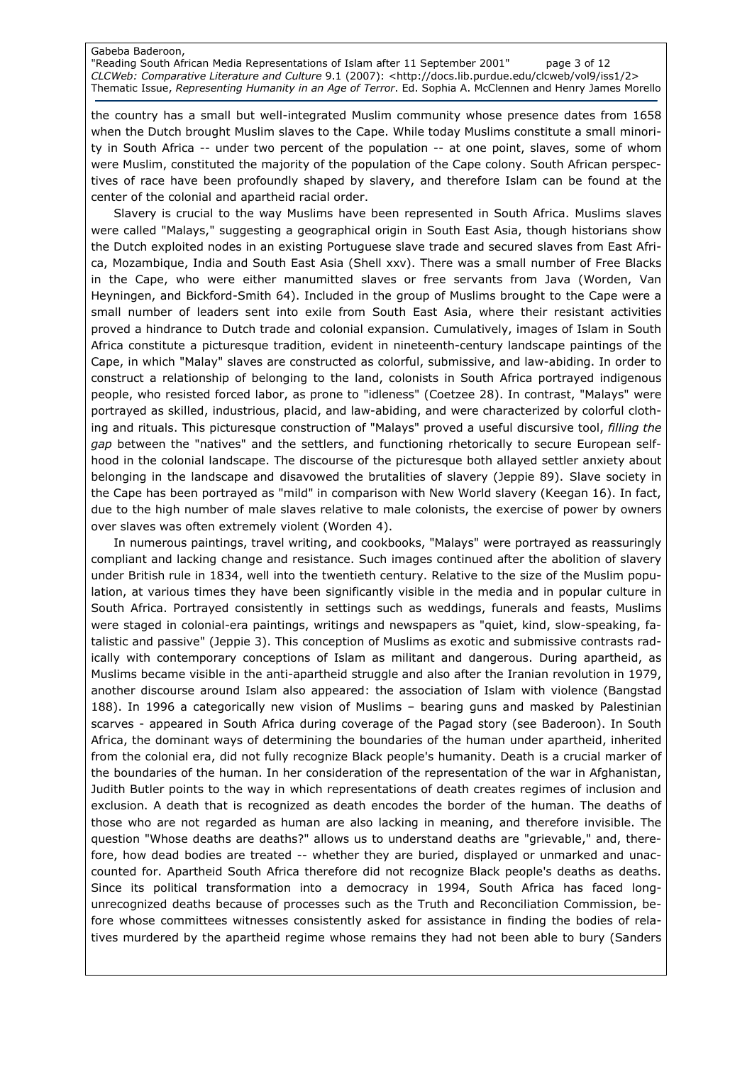the country has a small but well-integrated Muslim community whose presence dates from 1658 when the Dutch brought Muslim slaves to the Cape. While today Muslims constitute a small minority in South Africa -- under two percent of the population -- at one point, slaves, some of whom were Muslim, constituted the majority of the population of the Cape colony. South African perspectives of race have been profoundly shaped by slavery, and therefore Islam can be found at the center of the colonial and apartheid racial order.

Slavery is crucial to the way Muslims have been represented in South Africa. Muslims slaves were called "Malays," suggesting a geographical origin in South East Asia, though historians show the Dutch exploited nodes in an existing Portuguese slave trade and secured slaves from East Africa, Mozambique, India and South East Asia (Shell xxv). There was a small number of Free Blacks in the Cape, who were either manumitted slaves or free servants from Java (Worden, Van Heyningen, and Bickford-Smith 64). Included in the group of Muslims brought to the Cape were a small number of leaders sent into exile from South East Asia, where their resistant activities proved a hindrance to Dutch trade and colonial expansion. Cumulatively, images of Islam in South Africa constitute a picturesque tradition, evident in nineteenth-century landscape paintings of the Cape, in which "Malay" slaves are constructed as colorful, submissive, and law-abiding. In order to construct a relationship of belonging to the land, colonists in South Africa portrayed indigenous people, who resisted forced labor, as prone to "idleness" (Coetzee 28). In contrast, "Malays" were portrayed as skilled, industrious, placid, and law-abiding, and were characterized by colorful clothing and rituals. This picturesque construction of "Malays" proved a useful discursive tool, *filling the gap* between the "natives" and the settlers, and functioning rhetorically to secure European selfhood in the colonial landscape. The discourse of the picturesque both allayed settler anxiety about belonging in the landscape and disavowed the brutalities of slavery (Jeppie 89). Slave society in the Cape has been portrayed as "mild" in comparison with New World slavery (Keegan 16). In fact, due to the high number of male slaves relative to male colonists, the exercise of power by owners over slaves was often extremely violent (Worden 4).

In numerous paintings, travel writing, and cookbooks, "Malays" were portrayed as reassuringly compliant and lacking change and resistance. Such images continued after the abolition of slavery under British rule in 1834, well into the twentieth century. Relative to the size of the Muslim population, at various times they have been significantly visible in the media and in popular culture in South Africa. Portrayed consistently in settings such as weddings, funerals and feasts, Muslims were staged in colonial-era paintings, writings and newspapers as "quiet, kind, slow-speaking, fatalistic and passive" (Jeppie 3). This conception of Muslims as exotic and submissive contrasts radically with contemporary conceptions of Islam as militant and dangerous. During apartheid, as Muslims became visible in the anti-apartheid struggle and also after the Iranian revolution in 1979, another discourse around Islam also appeared: the association of Islam with violence (Bangstad 188). In 1996 a categorically new vision of Muslims – bearing guns and masked by Palestinian scarves - appeared in South Africa during coverage of the Pagad story (see Baderoon). In South Africa, the dominant ways of determining the boundaries of the human under apartheid, inherited from the colonial era, did not fully recognize Black people's humanity. Death is a crucial marker of the boundaries of the human. In her consideration of the representation of the war in Afghanistan, Judith Butler points to the way in which representations of death creates regimes of inclusion and exclusion. A death that is recognized as death encodes the border of the human. The deaths of those who are not regarded as human are also lacking in meaning, and therefore invisible. The question "Whose deaths are deaths?" allows us to understand deaths are "grievable," and, therefore, how dead bodies are treated -- whether they are buried, displayed or unmarked and unaccounted for. Apartheid South Africa therefore did not recognize Black people's deaths as deaths. Since its political transformation into a democracy in 1994, South Africa has faced long-unrecognized deaths because of processes such as the Truth and Reconciliation Commission, before whose committees witnesses consistently asked for assistance in finding the bodies of relatives murdered by the apartheid regime whose remains they had not been able to bury (Sanders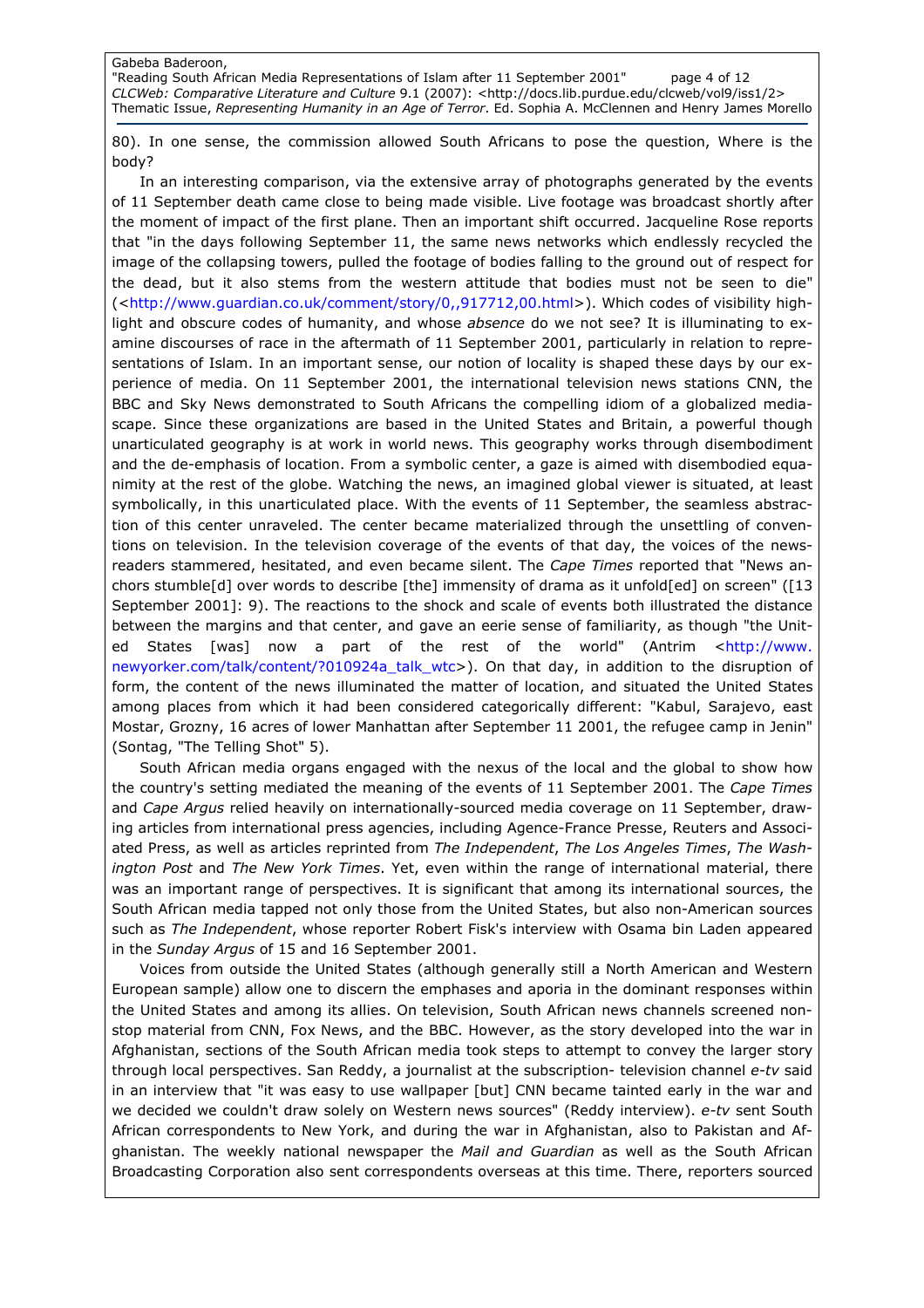80). In one sense, the commission allowed South Africans to pose the question, Where is the body?

In an interesting comparison, via the extensive array of photographs generated by the events of 11 September death came close to being made visible. Live footage was broadcast shortly after the moment of impact of the first plane. Then an important shift occurred. Jacqueline Rose reports that "in the days following September 11, the same news networks which endlessly recycled the image of the collapsing towers, pulled the footage of bodies falling to the ground out of respect for the dead, but it also stems from the western attitude that bodies must not be seen to die" (<http://www.guardian.co.uk/comment/story/0,,917712,00.html>). Which codes of visibility highlight and obscure codes of humanity, and whose *absence* do we not see? It is illuminating to examine discourses of race in the aftermath of 11 September 2001, particularly in relation to representations of Islam. In an important sense, our notion of locality is shaped these days by our experience of media. On 11 September 2001, the international television news stations CNN, the BBC and Sky News demonstrated to South Africans the compelling idiom of a globalized mediascape. Since these organizations are based in the United States and Britain, a powerful though unarticulated geography is at work in world news. This geography works through disembodiment and the de-emphasis of location. From a symbolic center, a gaze is aimed with disembodied equanimity at the rest of the globe. Watching the news, an imagined global viewer is situated, at least symbolically, in this unarticulated place. With the events of 11 September, the seamless abstraction of this center unraveled. The center became materialized through the unsettling of conventions on television. In the television coverage of the events of that day, the voices of the newsreaders stammered, hesitated, and even became silent. The *Cape Times* reported that "News anchors stumble[d] over words to describe [the] immensity of drama as it unfold[ed] on screen" ([13 September 2001]: 9). The reactions to the shock and scale of events both illustrated the distance between the margins and that center, and gave an eerie sense of familiarity, as though "the United States [was] now a part of the rest of the world" (Antrim <http://www.newyorker.com/talk/content/?010924a_talk_wtc>). On that day, in addition to the disruption of form, the content of the news illuminated the matter of location, and situated the United States among places from which it had been considered categorically different: "Kabul, Sarajevo, east Mostar, Grozny, 16 acres of lower Manhattan after September 11 2001, the refugee camp in Jenin" (Sontag, "The Telling Shot" 5).

South African media organs engaged with the nexus of the local and the global to show how the country's setting mediated the meaning of the events of 11 September 2001. The *Cape Times* and *Cape Argus* relied heavily on internationally-sourced media coverage on 11 September, drawing articles from international press agencies, including Agence-France Presse, Reuters and Associated Press, as well as articles reprinted from *The Independent*, *The Los Angeles Times*, *The Washington Post* and *The New York Times*. Yet, even within the range of international material, there was an important range of perspectives. It is significant that among its international sources, the South African media tapped not only those from the United States, but also non-American sources such as *The Independent*, whose reporter Robert Fisk's interview with Osama bin Laden appeared in the *Sunday Argus* of 15 and 16 September 2001.

Voices from outside the United States (although generally still a North American and Western European sample) allow one to discern the emphases and aporia in the dominant responses within the United States and among its allies. On television, South African news channels screened non-stop material from CNN, Fox News, and the BBC. However, as the story developed into the war in Afghanistan, sections of the South African media took steps to attempt to convey the larger story through local perspectives. San Reddy, a journalist at the subscription- television channel *e-tv* said in an interview that "it was easy to use wallpaper [but] CNN became tainted early in the war and we decided we couldn't draw solely on Western news sources" (Reddy interview). *e-tv* sent South African correspondents to New York, and during the war in Afghanistan, also to Pakistan and Afghanistan. The weekly national newspaper the *Mail and Guardian* as well as the South African Broadcasting Corporation also sent correspondents overseas at this time. There, reporters sourced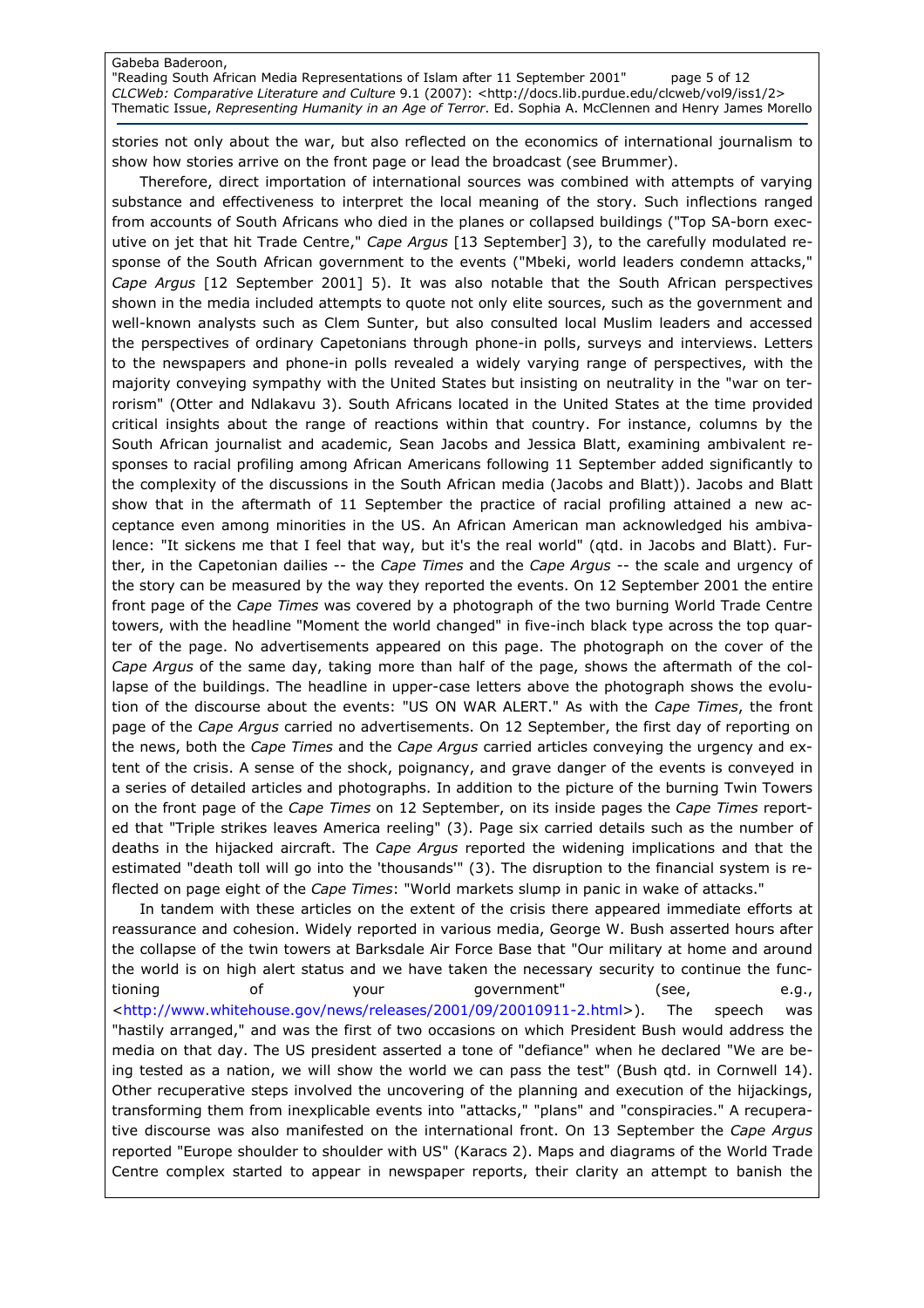stories not only about the war, but also reflected on the economics of international journalism to show how stories arrive on the front page or lead the broadcast (see Brummer).

Therefore, direct importation of international sources was combined with attempts of varying substance and effectiveness to interpret the local meaning of the story. Such inflections ranged from accounts of South Africans who died in the planes or collapsed buildings ("Top SA-born executive on jet that hit Trade Centre," *Cape Argus* [13 September] 3), to the carefully modulated response of the South African government to the events ("Mbeki, world leaders condemn attacks," *Cape Argus* [12 September 2001] 5). It was also notable that the South African perspectives shown in the media included attempts to quote not only elite sources, such as the government and well-known analysts such as Clem Sunter, but also consulted local Muslim leaders and accessed the perspectives of ordinary Capetonians through phone-in polls, surveys and interviews. Letters to the newspapers and phone-in polls revealed a widely varying range of perspectives, with the majority conveying sympathy with the United States but insisting on neutrality in the "war on terrorism" (Otter and Ndlakavu 3). South Africans located in the United States at the time provided critical insights about the range of reactions within that country. For instance, columns by the South African journalist and academic, Sean Jacobs and Jessica Blatt, examining ambivalent responses to racial profiling among African Americans following 11 September added significantly to the complexity of the discussions in the South African media (Jacobs and Blatt)). Jacobs and Blatt show that in the aftermath of 11 September the practice of racial profiling attained a new acceptance even among minorities in the US. An African American man acknowledged his ambivalence: "It sickens me that I feel that way, but it's the real world" (qtd. in Jacobs and Blatt). Further, in the Capetonian dailies -- the *Cape Times* and the *Cape Argus* -- the scale and urgency of the story can be measured by the way they reported the events. On 12 September 2001 the entire front page of the *Cape Times* was covered by a photograph of the two burning World Trade Centre towers, with the headline "Moment the world changed" in five-inch black type across the top quarter of the page. No advertisements appeared on this page. The photograph on the cover of the *Cape Argus* of the same day, taking more than half of the page, shows the aftermath of the collapse of the buildings. The headline in upper-case letters above the photograph shows the evolution of the discourse about the events: "US ON WAR ALERT." As with the *Cape Times*, the front page of the *Cape Argus* carried no advertisements. On 12 September, the first day of reporting on the news, both the *Cape Times* and the *Cape Argus* carried articles conveying the urgency and extent of the crisis. A sense of the shock, poignancy, and grave danger of the events is conveyed in a series of detailed articles and photographs. In addition to the picture of the burning Twin Towers on the front page of the *Cape Times* on 12 September, on its inside pages the *Cape Times* reported that "Triple strikes leaves America reeling" (3). Page six carried details such as the number of deaths in the hijacked aircraft. The *Cape Argus* reported the widening implications and that the estimated "death toll will go into the 'thousands'" (3). The disruption to the financial system is reflected on page eight of the *Cape Times*: "World markets slump in panic in wake of attacks."

In tandem with these articles on the extent of the crisis there appeared immediate efforts at reassurance and cohesion. Widely reported in various media, George W. Bush asserted hours after the collapse of the twin towers at Barksdale Air Force Base that "Our military at home and around the world is on high alert status and we have taken the necessary security to continue the functioning of your government" (see, e.g., <http://www.whitehouse.gov/news/releases/2001/09/20010911-2.html>). The speech was "hastily arranged," and was the first of two occasions on which President Bush would address the media on that day. The US president asserted a tone of "defiance" when he declared "We are being tested as a nation, we will show the world we can pass the test" (Bush qtd. in Cornwell 14). Other recuperative steps involved the uncovering of the planning and execution of the hijackings, transforming them from inexplicable events into "attacks," "plans" and "conspiracies." A recuperative discourse was also manifested on the international front. On 13 September the *Cape Argus* reported "Europe shoulder to shoulder with US" (Karacs 2). Maps and diagrams of the World Trade Centre complex started to appear in newspaper reports, their clarity an attempt to banish the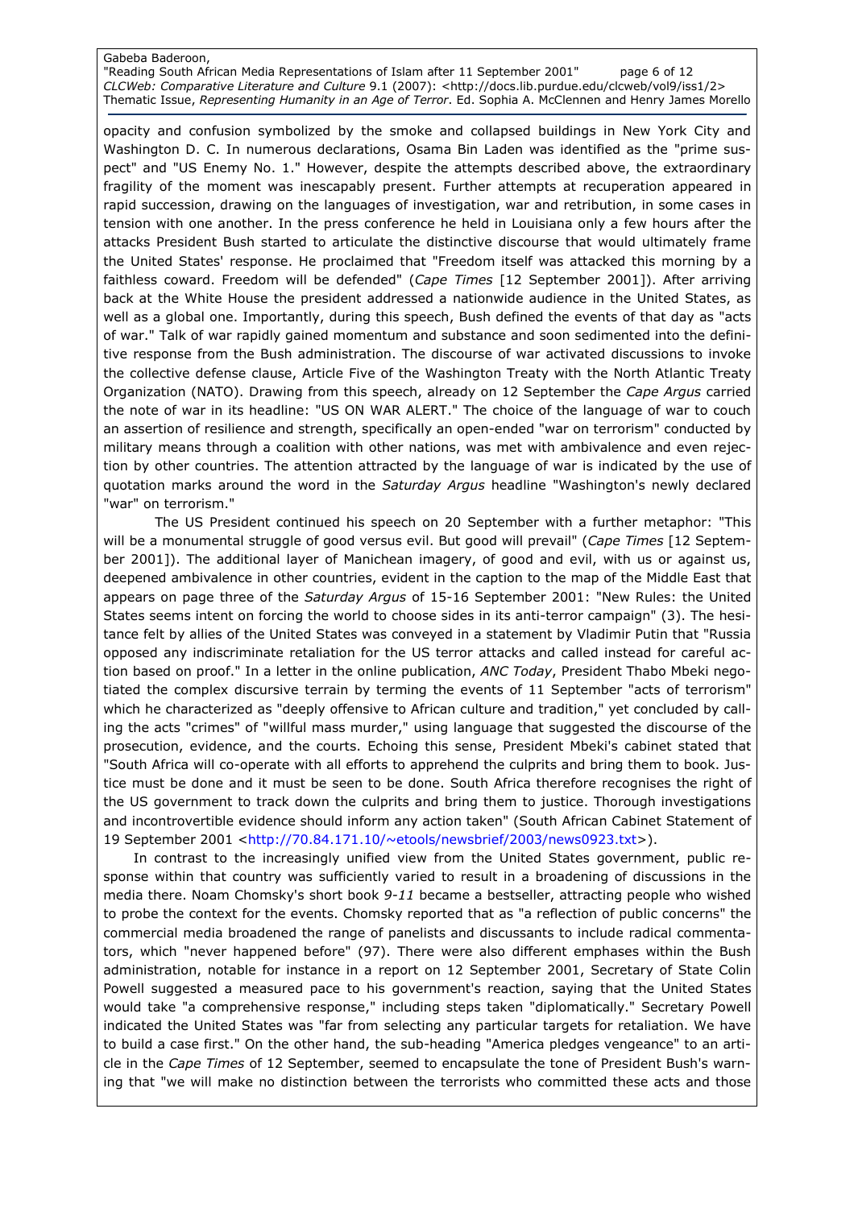opacity and confusion symbolized by the smoke and collapsed buildings in New York City and Washington D. C. In numerous declarations, Osama Bin Laden was identified as the "prime suspect" and "US Enemy No. 1." However, despite the attempts described above, the extraordinary fragility of the moment was inescapably present. Further attempts at recuperation appeared in rapid succession, drawing on the languages of investigation, war and retribution, in some cases in tension with one another. In the press conference he held in Louisiana only a few hours after the attacks President Bush started to articulate the distinctive discourse that would ultimately frame the United States' response. He proclaimed that "Freedom itself was attacked this morning by a faithless coward. Freedom will be defended" (*Cape Times* [12 September 2001]). After arriving back at the White House the president addressed a nationwide audience in the United States, as well as a global one. Importantly, during this speech, Bush defined the events of that day as "acts of war." Talk of war rapidly gained momentum and substance and soon sedimented into the definitive response from the Bush administration. The discourse of war activated discussions to invoke the collective defense clause, Article Five of the Washington Treaty with the North Atlantic Treaty Organization (NATO). Drawing from this speech, already on 12 September the *Cape Argus* carried the note of war in its headline: "US ON WAR ALERT." The choice of the language of war to couch an assertion of resilience and strength, specifically an open-ended "war on terrorism" conducted by military means through a coalition with other nations, was met with ambivalence and even rejection by other countries. The attention attracted by the language of war is indicated by the use of quotation marks around the word in the *Saturday Argus* headline "Washington's newly declared "war" on terrorism."

The US President continued his speech on 20 September with a further metaphor: "This will be a monumental struggle of good versus evil. But good will prevail" (*Cape Times* [12 September 2001]). The additional layer of Manichean imagery, of good and evil, with us or against us, deepened ambivalence in other countries, evident in the caption to the map of the Middle East that appears on page three of the *Saturday Argus* of 15-16 September 2001: "New Rules: the United States seems intent on forcing the world to choose sides in its anti-terror campaign" (3). The hesitance felt by allies of the United States was conveyed in a statement by Vladimir Putin that "Russia opposed any indiscriminate retaliation for the US terror attacks and called instead for careful action based on proof." In a letter in the online publication, *ANC Today*, President Thabo Mbeki negotiated the complex discursive terrain by terming the events of 11 September "acts of terrorism" which he characterized as "deeply offensive to African culture and tradition," yet concluded by calling the acts "crimes" of "willful mass murder," using language that suggested the discourse of the prosecution, evidence, and the courts. Echoing this sense, President Mbeki's cabinet stated that "South Africa will co-operate with all efforts to apprehend the culprits and bring them to book. Justice must be done and it must be seen to be done. South Africa therefore recognises the right of the US government to track down the culprits and bring them to justice. Thorough investigations and incontrovertible evidence should inform any action taken" (South African Cabinet Statement of 19 September 2001 <http://70.84.171.10/~etools/newsbrief/2003/news0923.txt>).

In contrast to the increasingly unified view from the United States government, public response within that country was sufficiently varied to result in a broadening of discussions in the media there. Noam Chomsky's short book *9-11* became a bestseller, attracting people who wished to probe the context for the events. Chomsky reported that as "a reflection of public concerns" the commercial media broadened the range of panelists and discussants to include radical commentators, which "never happened before" (97). There were also different emphases within the Bush administration, notable for instance in a report on 12 September 2001, Secretary of State Colin Powell suggested a measured pace to his government's reaction, saying that the United States would take "a comprehensive response," including steps taken "diplomatically." Secretary Powell indicated the United States was "far from selecting any particular targets for retaliation. We have to build a case first." On the other hand, the sub-heading "America pledges vengeance" to an article in the *Cape Times* of 12 September, seemed to encapsulate the tone of President Bush's warning that "we will make no distinction between the terrorists who committed these acts and those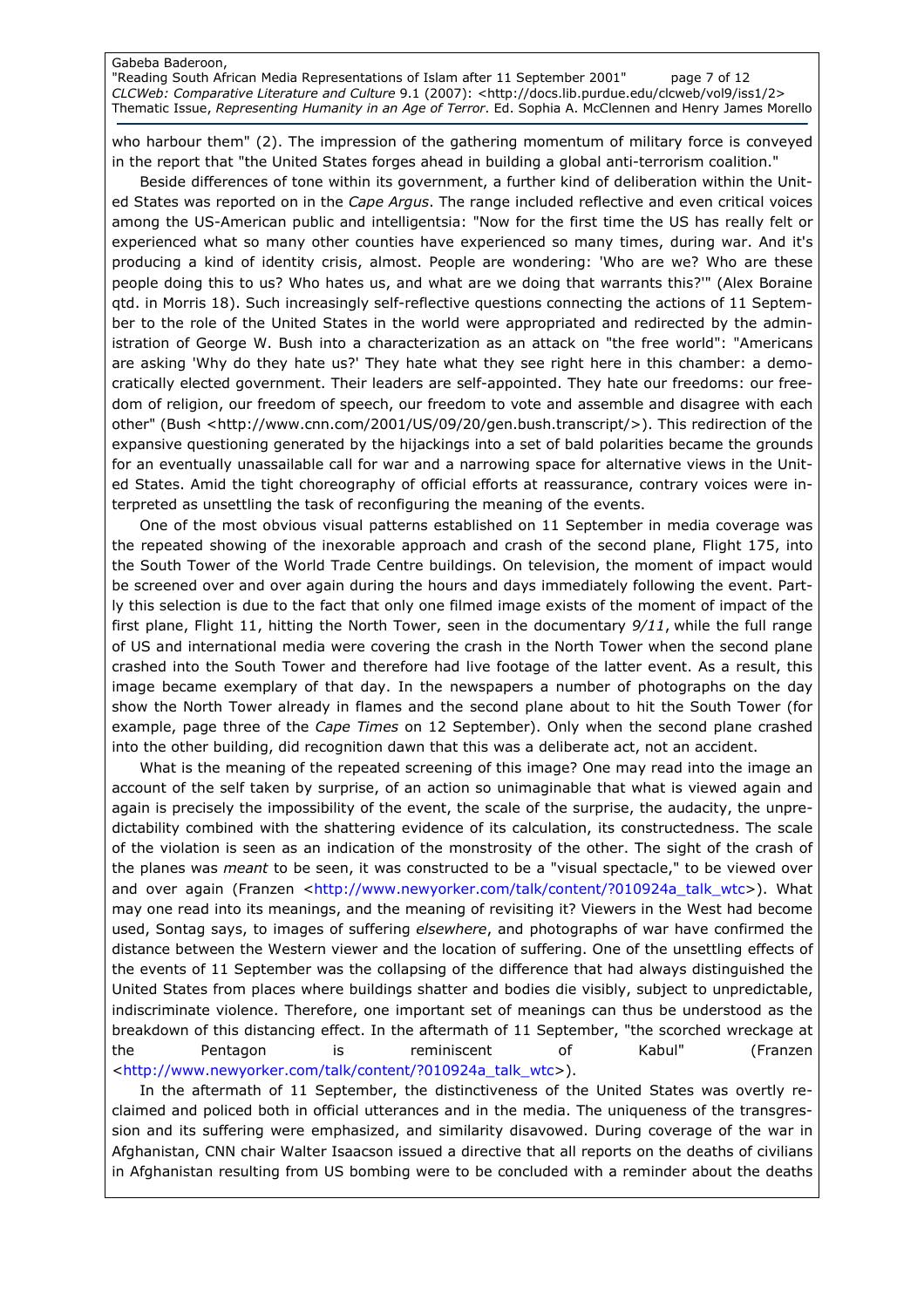who harbour them" (2). The impression of the gathering momentum of military force is conveyed in the report that "the United States forges ahead in building a global anti-terrorism coalition."

Beside differences of tone within its government, a further kind of deliberation within the United States was reported on in the *Cape Argus*. The range included reflective and even critical voices among the US-American public and intelligentsia: "Now for the first time the US has really felt or experienced what so many other counties have experienced so many times, during war. And it's producing a kind of identity crisis, almost. People are wondering: 'Who are we? Who are these people doing this to us? Who hates us, and what are we doing that warrants this?'" (Alex Boraine qtd. in Morris 18). Such increasingly self-reflective questions connecting the actions of 11 September to the role of the United States in the world were appropriated and redirected by the administration of George W. Bush into a characterization as an attack on "the free world": "Americans are asking 'Why do they hate us?' They hate what they see right here in this chamber: a democratically elected government. Their leaders are self-appointed. They hate our freedoms: our freedom of religion, our freedom of speech, our freedom to vote and assemble and disagree with each other" (Bush <http://www.cnn.com/2001/US/09/20/gen.bush.transcript/>). This redirection of the expansive questioning generated by the hijackings into a set of bald polarities became the grounds for an eventually unassailable call for war and a narrowing space for alternative views in the United States. Amid the tight choreography of official efforts at reassurance, contrary voices were interpreted as unsettling the task of reconfiguring the meaning of the events.

One of the most obvious visual patterns established on 11 September in media coverage was the repeated showing of the inexorable approach and crash of the second plane, Flight 175, into the South Tower of the World Trade Centre buildings. On television, the moment of impact would be screened over and over again during the hours and days immediately following the event. Partly this selection is due to the fact that only one filmed image exists of the moment of impact of the first plane, Flight 11, hitting the North Tower, seen in the documentary *9/11*, while the full range of US and international media were covering the crash in the North Tower when the second plane crashed into the South Tower and therefore had live footage of the latter event. As a result, this image became exemplary of that day. In the newspapers a number of photographs on the day show the North Tower already in flames and the second plane about to hit the South Tower (for example, page three of the *Cape Times* on 12 September). Only when the second plane crashed into the other building, did recognition dawn that this was a deliberate act, not an accident.

What is the meaning of the repeated screening of this image? One may read into the image an account of the self taken by surprise, of an action so unimaginable that what is viewed again and again is precisely the impossibility of the event, the scale of the surprise, the audacity, the unpredictability combined with the shattering evidence of its calculation, its constructedness. The scale of the violation is seen as an indication of the monstrosity of the other. The sight of the crash of the planes was *meant* to be seen, it was constructed to be a "visual spectacle," to be viewed over and over again (Franzen <http://www.newyorker.com/talk/content/?010924a_talk_wtc>). What may one read into its meanings, and the meaning of revisiting it? Viewers in the West had become used, Sontag says, to images of suffering *elsewhere*, and photographs of war have confirmed the distance between the Western viewer and the location of suffering. One of the unsettling effects of the events of 11 September was the collapsing of the difference that had always distinguished the United States from places where buildings shatter and bodies die visibly, subject to unpredictable, indiscriminate violence. Therefore, one important set of meanings can thus be understood as the breakdown of this distancing effect. In the aftermath of 11 September, "the scorched wreckage at the Pentagon is reminiscent of Kabul" (Franzen <http://www.newyorker.com/talk/content/?010924a_talk_wtc>).

In the aftermath of 11 September, the distinctiveness of the United States was overtly reclaimed and policed both in official utterances and in the media. The uniqueness of the transgression and its suffering were emphasized, and similarity disavowed. During coverage of the war in Afghanistan, CNN chair Walter Isaacson issued a directive that all reports on the deaths of civilians in Afghanistan resulting from US bombing were to be concluded with a reminder about the deaths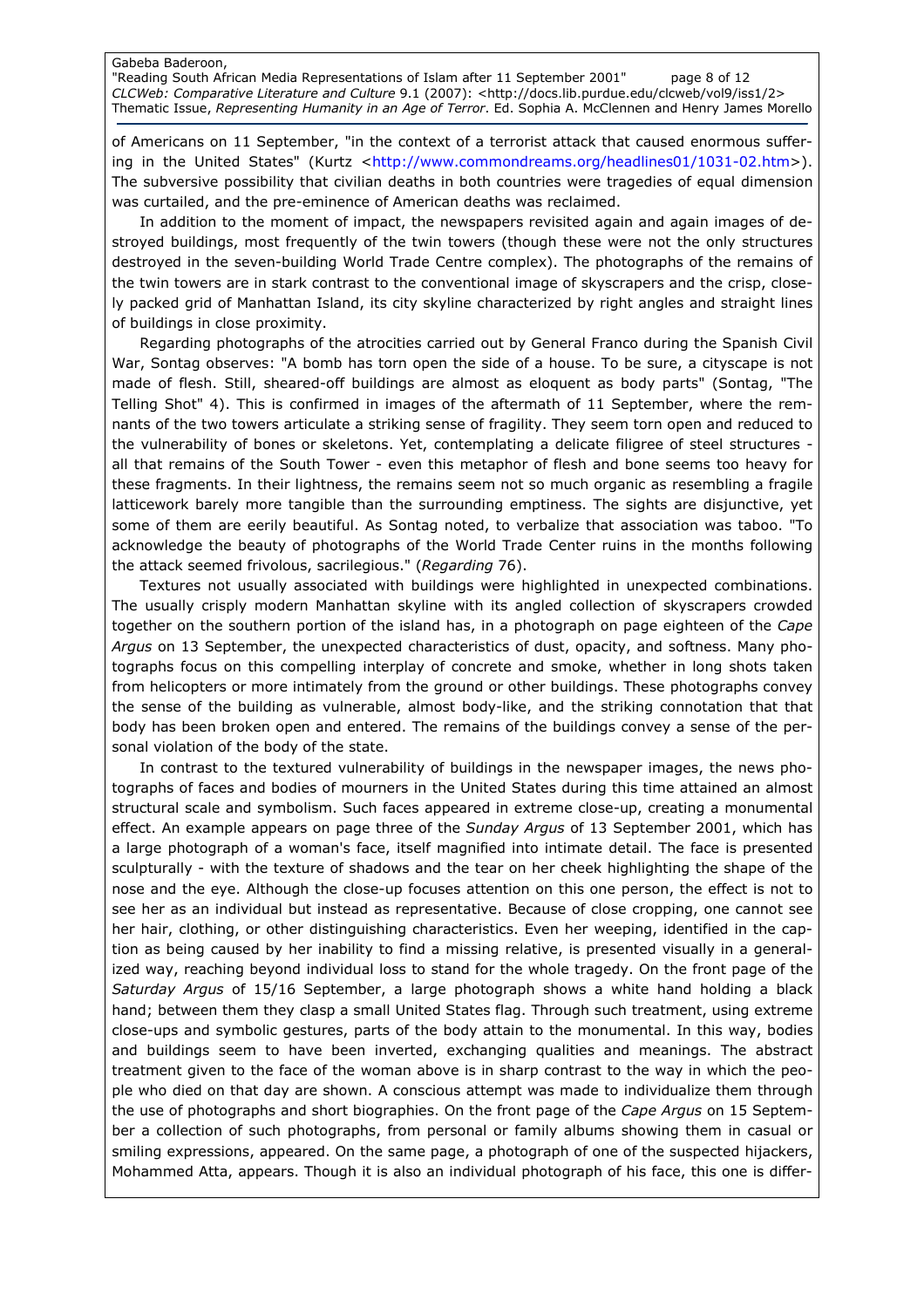of Americans on 11 September, "in the context of a terrorist attack that caused enormous suffering in the United States" (Kurtz <http://www.commondreams.org/headlines01/1031-02.htm>). The subversive possibility that civilian deaths in both countries were tragedies of equal dimension was curtailed, and the pre-eminence of American deaths was reclaimed.

In addition to the moment of impact, the newspapers revisited again and again images of destroyed buildings, most frequently of the twin towers (though these were not the only structures destroyed in the seven-building World Trade Centre complex). The photographs of the remains of the twin towers are in stark contrast to the conventional image of skyscrapers and the crisp, closely packed grid of Manhattan Island, its city skyline characterized by right angles and straight lines of buildings in close proximity.

Regarding photographs of the atrocities carried out by General Franco during the Spanish Civil War, Sontag observes: "A bomb has torn open the side of a house. To be sure, a cityscape is not made of flesh. Still, sheared-off buildings are almost as eloquent as body parts" (Sontag, "The Telling Shot" 4). This is confirmed in images of the aftermath of 11 September, where the remnants of the two towers articulate a striking sense of fragility. They seem torn open and reduced to the vulnerability of bones or skeletons. Yet, contemplating a delicate filigree of steel structures - all that remains of the South Tower - even this metaphor of flesh and bone seems too heavy for these fragments. In their lightness, the remains seem not so much organic as resembling a fragile latticework barely more tangible than the surrounding emptiness. The sights are disjunctive, yet some of them are eerily beautiful. As Sontag noted, to verbalize that association was taboo. "To acknowledge the beauty of photographs of the World Trade Center ruins in the months following the attack seemed frivolous, sacrilegious." (*Regarding* 76).

Textures not usually associated with buildings were highlighted in unexpected combinations. The usually crisply modern Manhattan skyline with its angled collection of skyscrapers crowded together on the southern portion of the island has, in a photograph on page eighteen of the *Cape Argus* on 13 September, the unexpected characteristics of dust, opacity, and softness. Many photographs focus on this compelling interplay of concrete and smoke, whether in long shots taken from helicopters or more intimately from the ground or other buildings. These photographs convey the sense of the building as vulnerable, almost body-like, and the striking connotation that that body has been broken open and entered. The remains of the buildings convey a sense of the personal violation of the body of the state.

In contrast to the textured vulnerability of buildings in the newspaper images, the news photographs of faces and bodies of mourners in the United States during this time attained an almost structural scale and symbolism. Such faces appeared in extreme close-up, creating a monumental effect. An example appears on page three of the *Sunday Argus* of 13 September 2001, which has a large photograph of a woman's face, itself magnified into intimate detail. The face is presented sculpturally - with the texture of shadows and the tear on her cheek highlighting the shape of the nose and the eye. Although the close-up focuses attention on this one person, the effect is not to see her as an individual but instead as representative. Because of close cropping, one cannot see her hair, clothing, or other distinguishing characteristics. Even her weeping, identified in the caption as being caused by her inability to find a missing relative, is presented visually in a generalized way, reaching beyond individual loss to stand for the whole tragedy. On the front page of the *Saturday Argus* of 15/16 September, a large photograph shows a white hand holding a black hand; between them they clasp a small United States flag. Through such treatment, using extreme close-ups and symbolic gestures, parts of the body attain to the monumental. In this way, bodies and buildings seem to have been inverted, exchanging qualities and meanings. The abstract treatment given to the face of the woman above is in sharp contrast to the way in which the people who died on that day are shown. A conscious attempt was made to individualize them through the use of photographs and short biographies. On the front page of the *Cape Argus* on 15 September a collection of such photographs, from personal or family albums showing them in casual or smiling expressions, appeared. On the same page, a photograph of one of the suspected hijackers, Mohammed Atta, appears. Though it is also an individual photograph of his face, this one is differ-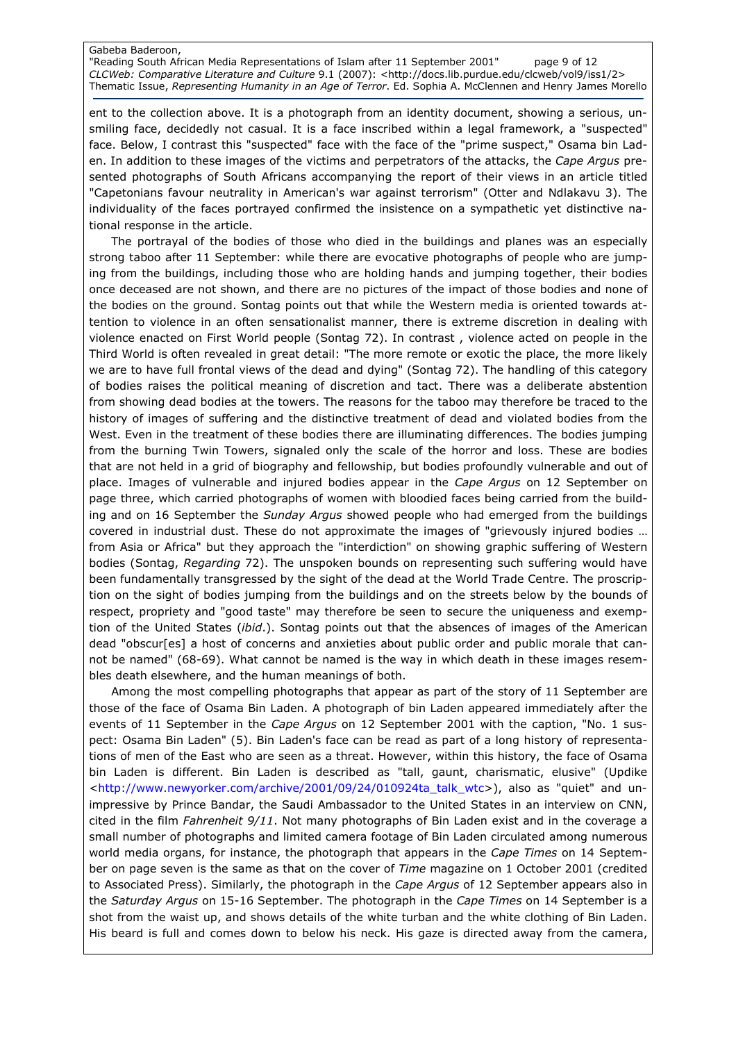ent to the collection above. It is a photograph from an identity document, showing a serious, unsmiling face, decidedly not casual. It is a face inscribed within a legal framework, a "suspected" face. Below, I contrast this "suspected" face with the face of the "prime suspect," Osama bin Laden. In addition to these images of the victims and perpetrators of the attacks, the *Cape Argus* presented photographs of South Africans accompanying the report of their views in an article titled "Capetonians favour neutrality in American's war against terrorism" (Otter and Ndlakavu 3). The individuality of the faces portrayed confirmed the insistence on a sympathetic yet distinctive national response in the article.

The portrayal of the bodies of those who died in the buildings and planes was an especially strong taboo after 11 September: while there are evocative photographs of people who are jumping from the buildings, including those who are holding hands and jumping together, their bodies once deceased are not shown, and there are no pictures of the impact of those bodies and none of the bodies on the ground. Sontag points out that while the Western media is oriented towards attention to violence in an often sensationalist manner, there is extreme discretion in dealing with violence enacted on First World people (Sontag 72). In contrast , violence acted on people in the Third World is often revealed in great detail: "The more remote or exotic the place, the more likely we are to have full frontal views of the dead and dying" (Sontag 72). The handling of this category of bodies raises the political meaning of discretion and tact. There was a deliberate abstention from showing dead bodies at the towers. The reasons for the taboo may therefore be traced to the history of images of suffering and the distinctive treatment of dead and violated bodies from the West. Even in the treatment of these bodies there are illuminating differences. The bodies jumping from the burning Twin Towers, signaled only the scale of the horror and loss. These are bodies that are not held in a grid of biography and fellowship, but bodies profoundly vulnerable and out of place. Images of vulnerable and injured bodies appear in the *Cape Argus* on 12 September on page three, which carried photographs of women with bloodied faces being carried from the building and on 16 September the *Sunday Argus* showed people who had emerged from the buildings covered in industrial dust. These do not approximate the images of "grievously injured bodies … from Asia or Africa" but they approach the "interdiction" on showing graphic suffering of Western bodies (Sontag, *Regarding* 72). The unspoken bounds on representing such suffering would have been fundamentally transgressed by the sight of the dead at the World Trade Centre. The proscription on the sight of bodies jumping from the buildings and on the streets below by the bounds of respect, propriety and "good taste" may therefore be seen to secure the uniqueness and exemption of the United States (*ibid*.). Sontag points out that the absences of images of the American dead "obscur[es] a host of concerns and anxieties about public order and public morale that cannot be named" (68-69). What cannot be named is the way in which death in these images resembles death elsewhere, and the human meanings of both.

Among the most compelling photographs that appear as part of the story of 11 September are those of the face of Osama Bin Laden. A photograph of bin Laden appeared immediately after the events of 11 September in the *Cape Argus* on 12 September 2001 with the caption, "No. 1 suspect: Osama Bin Laden" (5). Bin Laden's face can be read as part of a long history of representations of men of the East who are seen as a threat. However, within this history, the face of Osama bin Laden is different. Bin Laden is described as "tall, gaunt, charismatic, elusive" (Updike <http://www.newyorker.com/archive/2001/09/24/010924ta_talk_wtc>), also as "quiet" and unimpressive by Prince Bandar, the Saudi Ambassador to the United States in an interview on CNN, cited in the film *Fahrenheit 9/11*. Not many photographs of Bin Laden exist and in the coverage a small number of photographs and limited camera footage of Bin Laden circulated among numerous world media organs, for instance, the photograph that appears in the *Cape Times* on 14 September on page seven is the same as that on the cover of *Time* magazine on 1 October 2001 (credited to Associated Press). Similarly, the photograph in the *Cape Argus* of 12 September appears also in the *Saturday Argus* on 15-16 September. The photograph in the *Cape Times* on 14 September is a shot from the waist up, and shows details of the white turban and the white clothing of Bin Laden. His beard is full and comes down to below his neck. His gaze is directed away from the camera,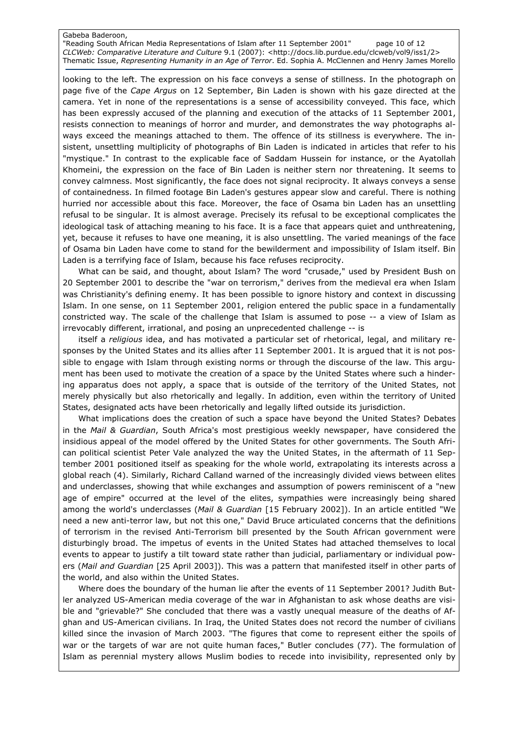looking to the left. The expression on his face conveys a sense of stillness. In the photograph on page five of the *Cape Argus* on 12 September, Bin Laden is shown with his gaze directed at the camera. Yet in none of the representations is a sense of accessibility conveyed. This face, which has been expressly accused of the planning and execution of the attacks of 11 September 2001, resists connection to meanings of horror and murder, and demonstrates the way photographs always exceed the meanings attached to them. The offence of its stillness is everywhere. The insistent, unsettling multiplicity of photographs of Bin Laden is indicated in articles that refer to his "mystique." In contrast to the explicable face of Saddam Hussein for instance, or the Ayatollah Khomeini, the expression on the face of Bin Laden is neither stern nor threatening. It seems to convey calmness. Most significantly, the face does not signal reciprocity. It always conveys a sense of containedness. In filmed footage Bin Laden's gestures appear slow and careful. There is nothing hurried nor accessible about this face. Moreover, the face of Osama bin Laden has an unsettling refusal to be singular. It is almost average. Precisely its refusal to be exceptional complicates the ideological task of attaching meaning to his face. It is a face that appears quiet and unthreatening, yet, because it refuses to have one meaning, it is also unsettling. The varied meanings of the face of Osama bin Laden have come to stand for the bewilderment and impossibility of Islam itself. Bin Laden is a terrifying face of Islam, because his face refuses reciprocity.

What can be said, and thought, about Islam? The word "crusade," used by President Bush on 20 September 2001 to describe the "war on terrorism," derives from the medieval era when Islam was Christianity's defining enemy. It has been possible to ignore history and context in discussing Islam. In one sense, on 11 September 2001, religion entered the public space in a fundamentally constricted way. The scale of the challenge that Islam is assumed to pose -- a view of Islam as irrevocably different, irrational, and posing an unprecedented challenge -- is

itself a *religious* idea, and has motivated a particular set of rhetorical, legal, and military responses by the United States and its allies after 11 September 2001. It is argued that it is not possible to engage with Islam through existing norms or through the discourse of the law. This argument has been used to motivate the creation of a space by the United States where such a hindering apparatus does not apply, a space that is outside of the territory of the United States, not merely physically but also rhetorically and legally. In addition, even within the territory of United States, designated acts have been rhetorically and legally lifted outside its jurisdiction.

What implications does the creation of such a space have beyond the United States? Debates in the *Mail & Guardian*, South Africa's most prestigious weekly newspaper, have considered the insidious appeal of the model offered by the United States for other governments. The South African political scientist Peter Vale analyzed the way the United States, in the aftermath of 11 September 2001 positioned itself as speaking for the whole world, extrapolating its interests across a global reach (4). Similarly, Richard Calland warned of the increasingly divided views between elites and underclasses, showing that while exchanges and assumption of powers reminiscent of a "new age of empire" occurred at the level of the elites, sympathies were increasingly being shared among the world's underclasses (*Mail & Guardian* [15 February 2002]). In an article entitled "We need a new anti-terror law, but not this one," David Bruce articulated concerns that the definitions of terrorism in the revised Anti-Terrorism bill presented by the South African government were disturbingly broad. The impetus of events in the United States had attached themselves to local events to appear to justify a tilt toward state rather than judicial, parliamentary or individual powers (*Mail and Guardian* [25 April 2003]). This was a pattern that manifested itself in other parts of the world, and also within the United States.

Where does the boundary of the human lie after the events of 11 September 2001? Judith Butler analyzed US-American media coverage of the war in Afghanistan to ask whose deaths are visible and "grievable?" She concluded that there was a vastly unequal measure of the deaths of Afghan and US-American civilians. In Iraq, the United States does not record the number of civilians killed since the invasion of March 2003. "The figures that come to represent either the spoils of war or the targets of war are not quite human faces," Butler concludes (77). The formulation of Islam as perennial mystery allows Muslim bodies to recede into invisibility, represented only by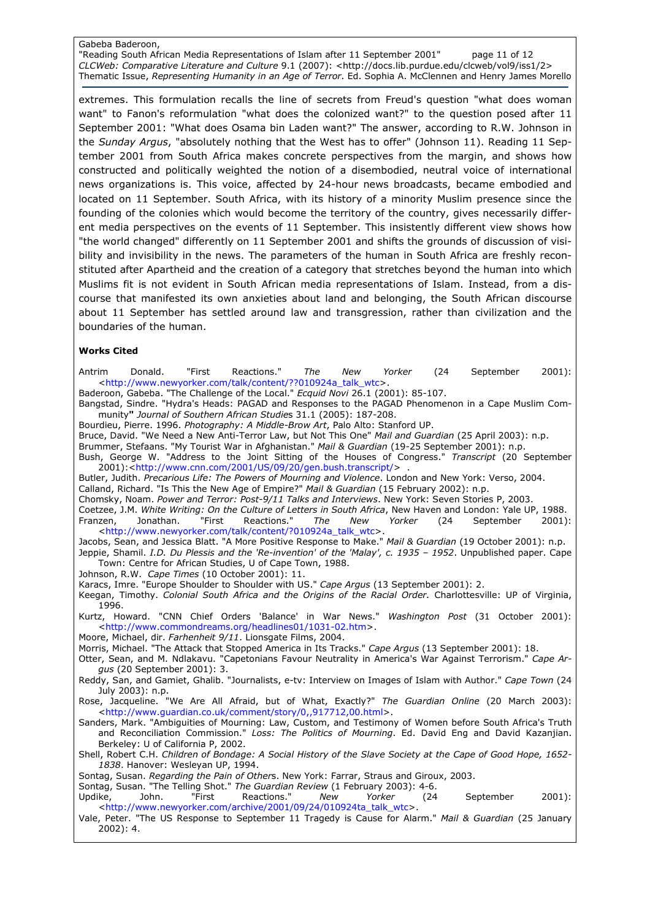extremes. This formulation recalls the line of secrets from Freud's question "what does woman want" to Fanon's reformulation "what does the colonized want?" to the question posed after 11 September 2001: "What does Osama bin Laden want?" The answer, according to R.W. Johnson in the *Sunday Argus*, "absolutely nothing that the West has to offer" (Johnson 11). Reading 11 September 2001 from South Africa makes concrete perspectives from the margin, and shows how constructed and politically weighted the notion of a disembodied, neutral voice of international news organizations is. This voice, affected by 24-hour news broadcasts, became embodied and located on 11 September. South Africa, with its history of a minority Muslim presence since the founding of the colonies which would become the territory of the country, gives necessarily different media perspectives on the events of 11 September. This insistently different view shows how "the world changed" differently on 11 September 2001 and shifts the grounds of discussion of visibility and invisibility in the news. The parameters of the human in South Africa are freshly reconstituted after Apartheid and the creation of a category that stretches beyond the human into which Muslims fit is not evident in South African media representations of Islam. Instead, from a discourse that manifested its own anxieties about land and belonging, the South African discourse about 11 September has settled around law and transgression, rather than civilization and the boundaries of the human.

**Works Cited**

Antrim Donald. "First Reactions." *The New Yorker* (24 September 2001): <http://www.newyorker.com/talk/content/??010924a_talk_wtc>.

Baderoon, Gabeba. "The Challenge of the Local." *Ecquid Novi* 26.1 (2001): 85-107.

Bangstad, Sindre. "Hydra's Heads: PAGAD and Responses to the PAGAD Phenomenon in a Cape Muslim Community" *Journal of Southern African Studies* 31.1 (2005): 187-208.

Bourdieu, Pierre. 1996. *Photography: A Middle-Brow Art*, Palo Alto: Stanford UP.

Bruce, David. "We Need a New Anti-Terror Law, but Not This One" *Mail and Guardian* (25 April 2003): n.p.

Brummer, Stefaans. "My Tourist War in Afghanistan." *Mail & Guardian* (19-25 September 2001): n.p.

Bush, George W. "Address to the Joint Sitting of the Houses of Congress." *Transcript* (20 September 2001):<http://www.cnn.com/2001/US/09/20/gen.bush.transcript/> .

Butler, Judith. *Precarious Life: The Powers of Mourning and Violence*. London and New York: Verso, 2004.

Calland, Richard. "Is This the New Age of Empire?" *Mail & Guardian* (15 February 2002): n.p.

Chomsky, Noam. *Power and Terror: Post-9/11 Talks and Interviews*. New York: Seven Stories P, 2003.

Coetzee, J.M. *White Writing: On the Culture of Letters in South Africa*, New Haven and London: Yale UP, 1988.

Franzen, Jonathan. "First Reactions." *The New Yorker* (24 September 2001): <http://www.newyorker.com/talk/content/?010924a_talk_wtc>.

Jacobs, Sean, and Jessica Blatt. "A More Positive Response to Make." *Mail & Guardian* (19 October 2001): n.p.

Jeppie, Shamil. *I.D. Du Plessis and the 'Re-invention' of the 'Malay', c. 1935 – 1952*. Unpublished paper. Cape Town: Centre for African Studies, U of Cape Town, 1988.

Johnson, R.W. *Cape Times* (10 October 2001): 11.

Karacs, Imre. "Europe Shoulder to Shoulder with US." *Cape Argus* (13 September 2001): 2.

Keegan, Timothy. *Colonial South Africa and the Origins of the Racial Order.* Charlottesville: UP of Virginia, 1996.

Kurtz, Howard. "CNN Chief Orders 'Balance' in War News." *Washington Post* (31 October 2001): <http://www.commondreams.org/headlines01/1031-02.htm>.

Moore, Michael, dir. *Farhenheit 9/11*. Lionsgate Films, 2004.

Morris, Michael. "The Attack that Stopped America in Its Tracks." *Cape Argus* (13 September 2001): 18.

Otter, Sean, and M. Ndlakavu. "Capetonians Favour Neutrality in America's War Against Terrorism." *Cape Argus* (20 September 2001): 3.

Reddy, San, and Gamiet, Ghalib. "Journalists, e-tv: Interview on Images of Islam with Author." *Cape Town* (24 July 2003): n.p.

Rose, Jacqueline. "We Are All Afraid, but of What, Exactly?" *The Guardian Online* (20 March 2003): <http://www.guardian.co.uk/comment/story/0,,917712,00.html>.

Sanders, Mark. "Ambiguities of Mourning: Law, Custom, and Testimony of Women before South Africa's Truth and Reconciliation Commission." *Loss: The Politics of Mourning*. Ed. David Eng and David Kazanjian. Berkeley: U of California P, 2002.

Shell, Robert C.H. *Children of Bondage: A Social History of the Slave Society at the Cape of Good Hope, 1652-1838*. Hanover: Wesleyan UP, 1994.

Sontag, Susan. *Regarding the Pain of Others*. New York: Farrar, Straus and Giroux, 2003.

Sontag, Susan. "The Telling Shot." *The Guardian Review* (1 February 2003): 4-6.

Updike, John. "First Reactions." *New Yorker* (24 September 2001): <http://www.newyorker.com/archive/2001/09/24/010924ta_talk_wtc>.

Vale, Peter. "The US Response to September 11 Tragedy is Cause for Alarm." *Mail & Guardian* (25 January 2002): 4.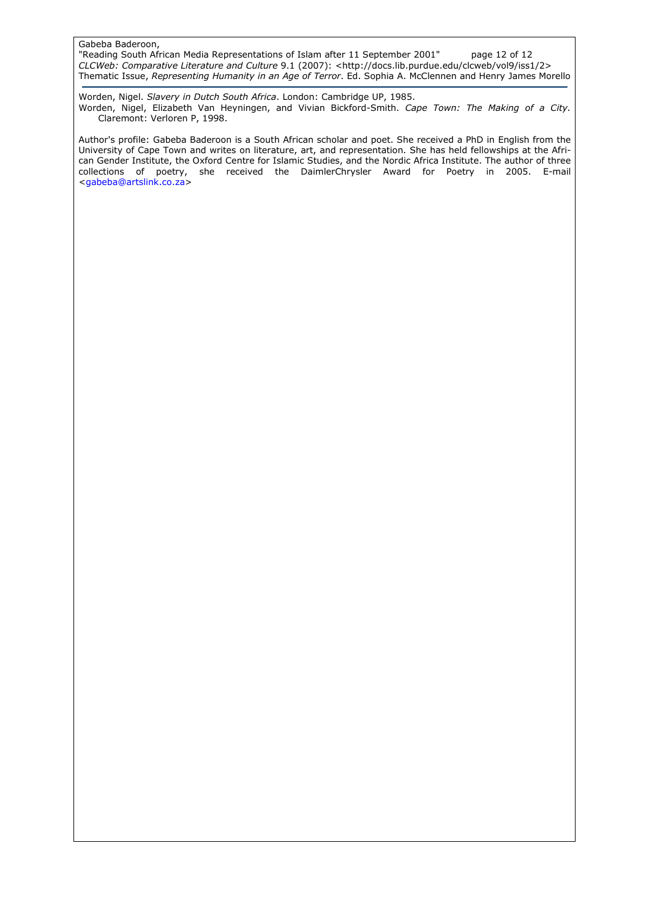Worden, Nigel. *Slavery in Dutch South Africa*. London: Cambridge UP, 1985.

Worden, Nigel, Elizabeth Van Heyningen, and Vivian Bickford-Smith. *Cape Town: The Making of a City*. Claremont: Verloren P, 1998.

Author's profile: Gabeba Baderoon is a South African scholar and poet. She received a PhD in English from the University of Cape Town and writes on literature, art, and representation. She has held fellowships at the African Gender Institute, the Oxford Centre for Islamic Studies, and the Nordic Africa Institute. The author of three collections of poetry, she received the DaimlerChrysler Award for Poetry in 2005. E-mail <gabeba@artslink.co.za>